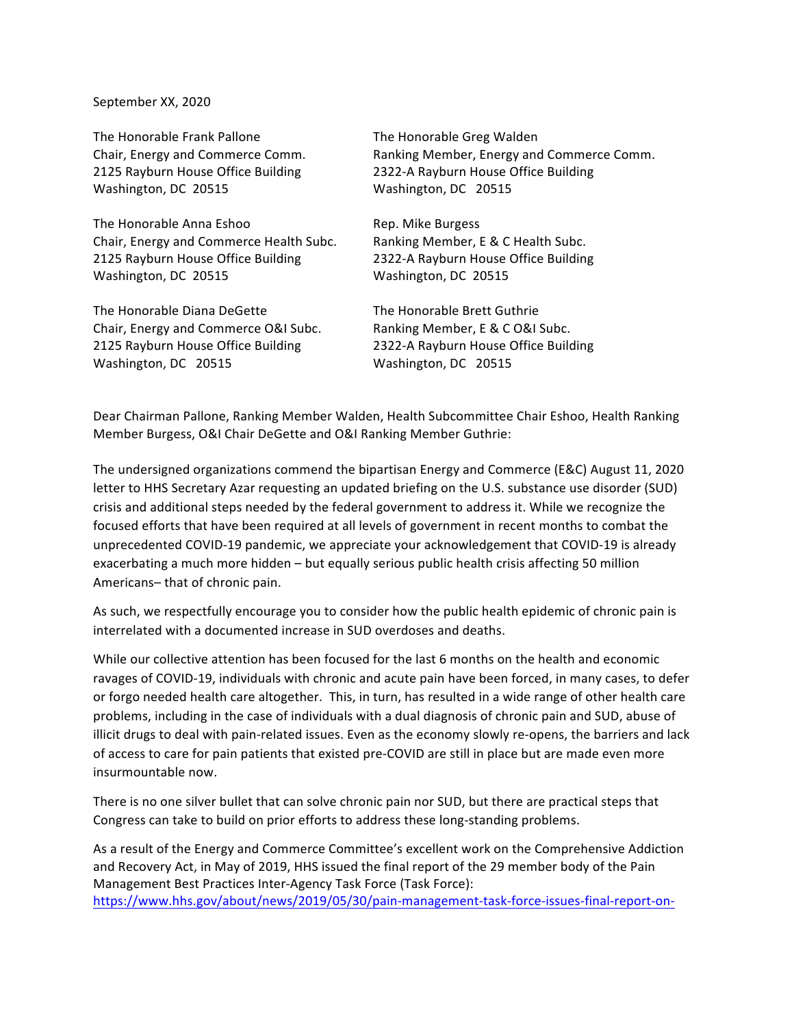September XX, 2020

The Honorable Frank Pallone
Chair, Energy and Commerce Comm.
2125 Rayburn House Office Building
Washington, DC 20515

The Honorable Greg Walden
Ranking Member, Energy and Commerce Comm.
2322-A Rayburn House Office Building
Washington, DC 20515

The Honorable Anna Eshoo
Chair, Energy and Commerce Health Subc.
2125 Rayburn House Office Building
Washington, DC 20515

Rep. Mike Burgess
Ranking Member, E & C Health Subc.
2322-A Rayburn House Office Building
Washington, DC 20515

The Honorable Diana DeGette
Chair, Energy and Commerce O&I Subc.
2125 Rayburn House Office Building
Washington, DC 20515

The Honorable Brett Guthrie
Ranking Member, E & C O&I Subc.
2322-A Rayburn House Office Building
Washington, DC 20515

Dear Chairman Pallone, Ranking Member Walden, Health Subcommittee Chair Eshoo, Health Ranking Member Burgess, O&I Chair DeGette and O&I Ranking Member Guthrie:

The undersigned organizations commend the bipartisan Energy and Commerce (E&C) August 11, 2020 letter to HHS Secretary Azar requesting an updated briefing on the U.S. substance use disorder (SUD) crisis and additional steps needed by the federal government to address it. While we recognize the focused efforts that have been required at all levels of government in recent months to combat the unprecedented COVID-19 pandemic, we appreciate your acknowledgement that COVID-19 is already exacerbating a much more hidden – but equally serious public health crisis affecting 50 million Americans– that of chronic pain.

As such, we respectfully encourage you to consider how the public health epidemic of chronic pain is interrelated with a documented increase in SUD overdoses and deaths.

While our collective attention has been focused for the last 6 months on the health and economic ravages of COVID-19, individuals with chronic and acute pain have been forced, in many cases, to defer or forgo needed health care altogether. This, in turn, has resulted in a wide range of other health care problems, including in the case of individuals with a dual diagnosis of chronic pain and SUD, abuse of illicit drugs to deal with pain-related issues. Even as the economy slowly re-opens, the barriers and lack of access to care for pain patients that existed pre-COVID are still in place but are made even more insurmountable now.

There is no one silver bullet that can solve chronic pain nor SUD, but there are practical steps that Congress can take to build on prior efforts to address these long-standing problems.

As a result of the Energy and Commerce Committee's excellent work on the Comprehensive Addiction and Recovery Act, in May of 2019, HHS issued the final report of the 29 member body of the Pain Management Best Practices Inter-Agency Task Force (Task Force):
https://www.hhs.gov/about/news/2019/05/30/pain-management-task-force-issues-final-report-on-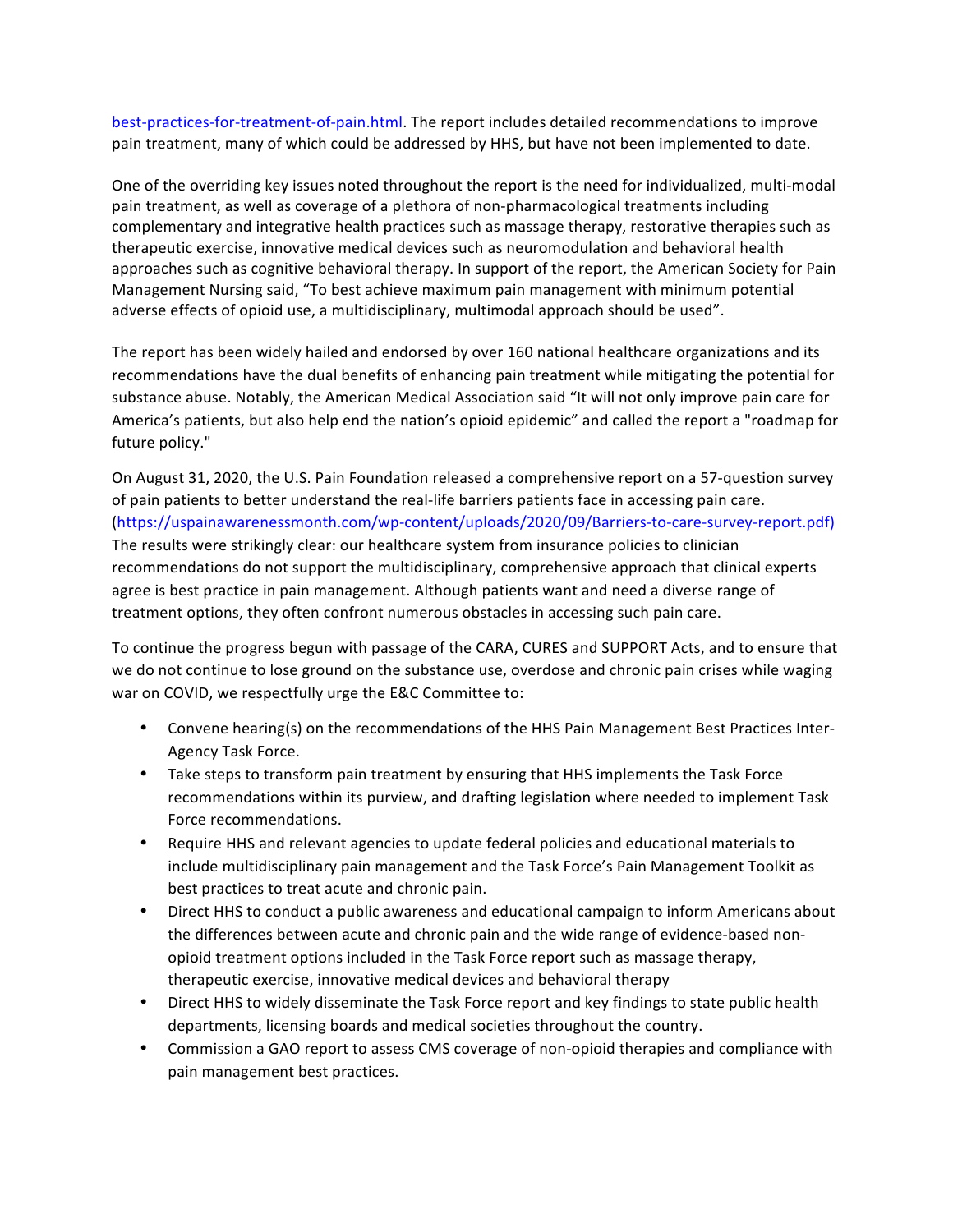best-practices-for-treatment-of-pain.html. The report includes detailed recommendations to improve pain treatment, many of which could be addressed by HHS, but have not been implemented to date.

One of the overriding key issues noted throughout the report is the need for individualized, multi-modal pain treatment, as well as coverage of a plethora of non-pharmacological treatments including complementary and integrative health practices such as massage therapy, restorative therapies such as therapeutic exercise, innovative medical devices such as neuromodulation and behavioral health approaches such as cognitive behavioral therapy. In support of the report, the American Society for Pain Management Nursing said, "To best achieve maximum pain management with minimum potential adverse effects of opioid use, a multidisciplinary, multimodal approach should be used".

The report has been widely hailed and endorsed by over 160 national healthcare organizations and its recommendations have the dual benefits of enhancing pain treatment while mitigating the potential for substance abuse. Notably, the American Medical Association said "It will not only improve pain care for America's patients, but also help end the nation's opioid epidemic" and called the report a "roadmap for future policy."

On August 31, 2020, the U.S. Pain Foundation released a comprehensive report on a 57-question survey of pain patients to better understand the real-life barriers patients face in accessing pain care. (https://uspainawarenessmonth.com/wp-content/uploads/2020/09/Barriers-to-care-survey-report.pdf) The results were strikingly clear: our healthcare system from insurance policies to clinician recommendations do not support the multidisciplinary, comprehensive approach that clinical experts agree is best practice in pain management. Although patients want and need a diverse range of treatment options, they often confront numerous obstacles in accessing such pain care.

To continue the progress begun with passage of the CARA, CURES and SUPPORT Acts, and to ensure that we do not continue to lose ground on the substance use, overdose and chronic pain crises while waging war on COVID, we respectfully urge the E&C Committee to:

- Convene hearing(s) on the recommendations of the HHS Pain Management Best Practices Inter-Agency Task Force.
- Take steps to transform pain treatment by ensuring that HHS implements the Task Force recommendations within its purview, and drafting legislation where needed to implement Task Force recommendations.
- Require HHS and relevant agencies to update federal policies and educational materials to include multidisciplinary pain management and the Task Force's Pain Management Toolkit as best practices to treat acute and chronic pain.
- Direct HHS to conduct a public awareness and educational campaign to inform Americans about the differences between acute and chronic pain and the wide range of evidence-based non-opioid treatment options included in the Task Force report such as massage therapy, therapeutic exercise, innovative medical devices and behavioral therapy
- Direct HHS to widely disseminate the Task Force report and key findings to state public health departments, licensing boards and medical societies throughout the country.
- Commission a GAO report to assess CMS coverage of non-opioid therapies and compliance with pain management best practices.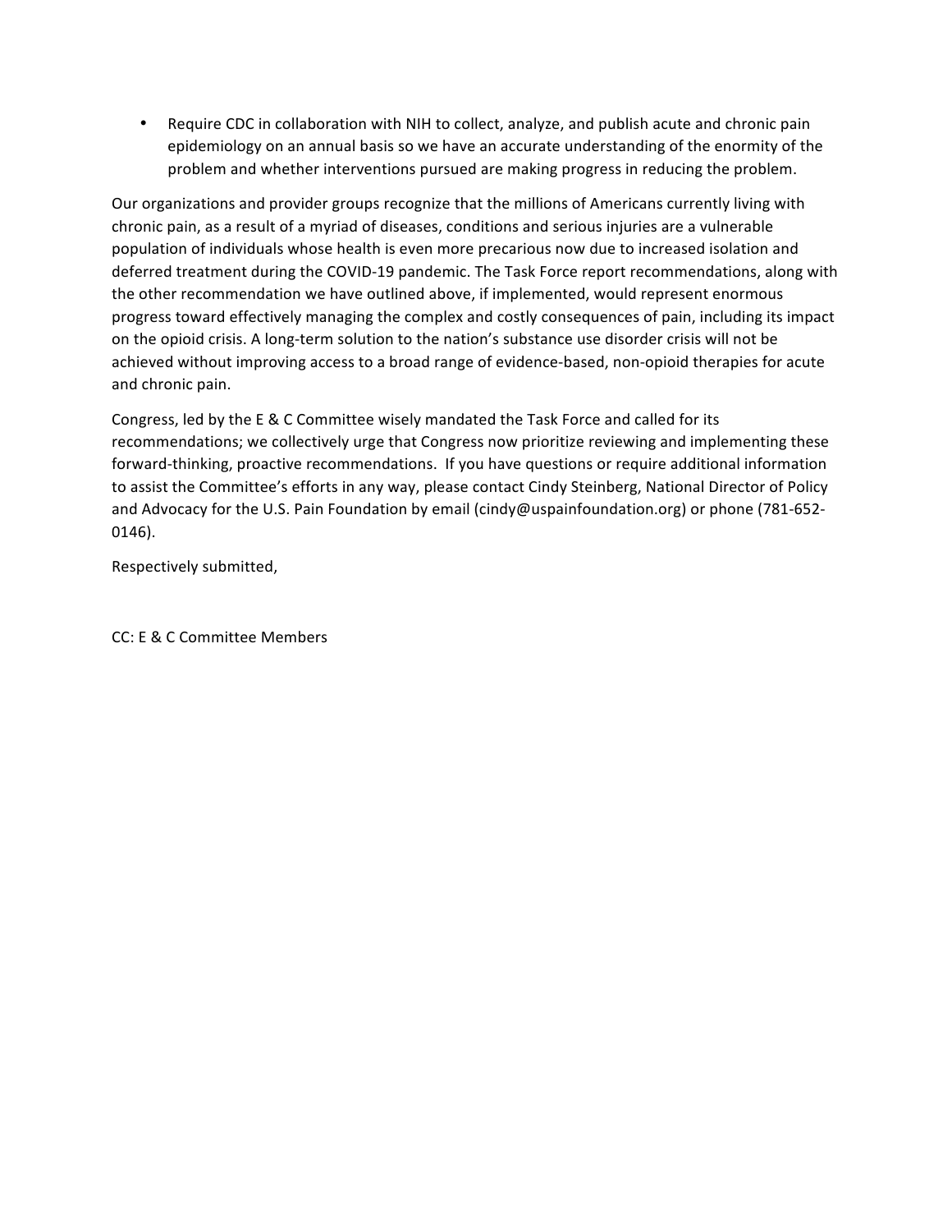- Require CDC in collaboration with NIH to collect, analyze, and publish acute and chronic pain epidemiology on an annual basis so we have an accurate understanding of the enormity of the problem and whether interventions pursued are making progress in reducing the problem.

Our organizations and provider groups recognize that the millions of Americans currently living with chronic pain, as a result of a myriad of diseases, conditions and serious injuries are a vulnerable population of individuals whose health is even more precarious now due to increased isolation and deferred treatment during the COVID-19 pandemic. The Task Force report recommendations, along with the other recommendation we have outlined above, if implemented, would represent enormous progress toward effectively managing the complex and costly consequences of pain, including its impact on the opioid crisis. A long-term solution to the nation's substance use disorder crisis will not be achieved without improving access to a broad range of evidence-based, non-opioid therapies for acute and chronic pain.

Congress, led by the E & C Committee wisely mandated the Task Force and called for its recommendations; we collectively urge that Congress now prioritize reviewing and implementing these forward-thinking, proactive recommendations. If you have questions or require additional information to assist the Committee's efforts in any way, please contact Cindy Steinberg, National Director of Policy and Advocacy for the U.S. Pain Foundation by email (cindy@uspainfoundation.org) or phone (781-652-0146).

Respectively submitted,

CC: E & C Committee Members